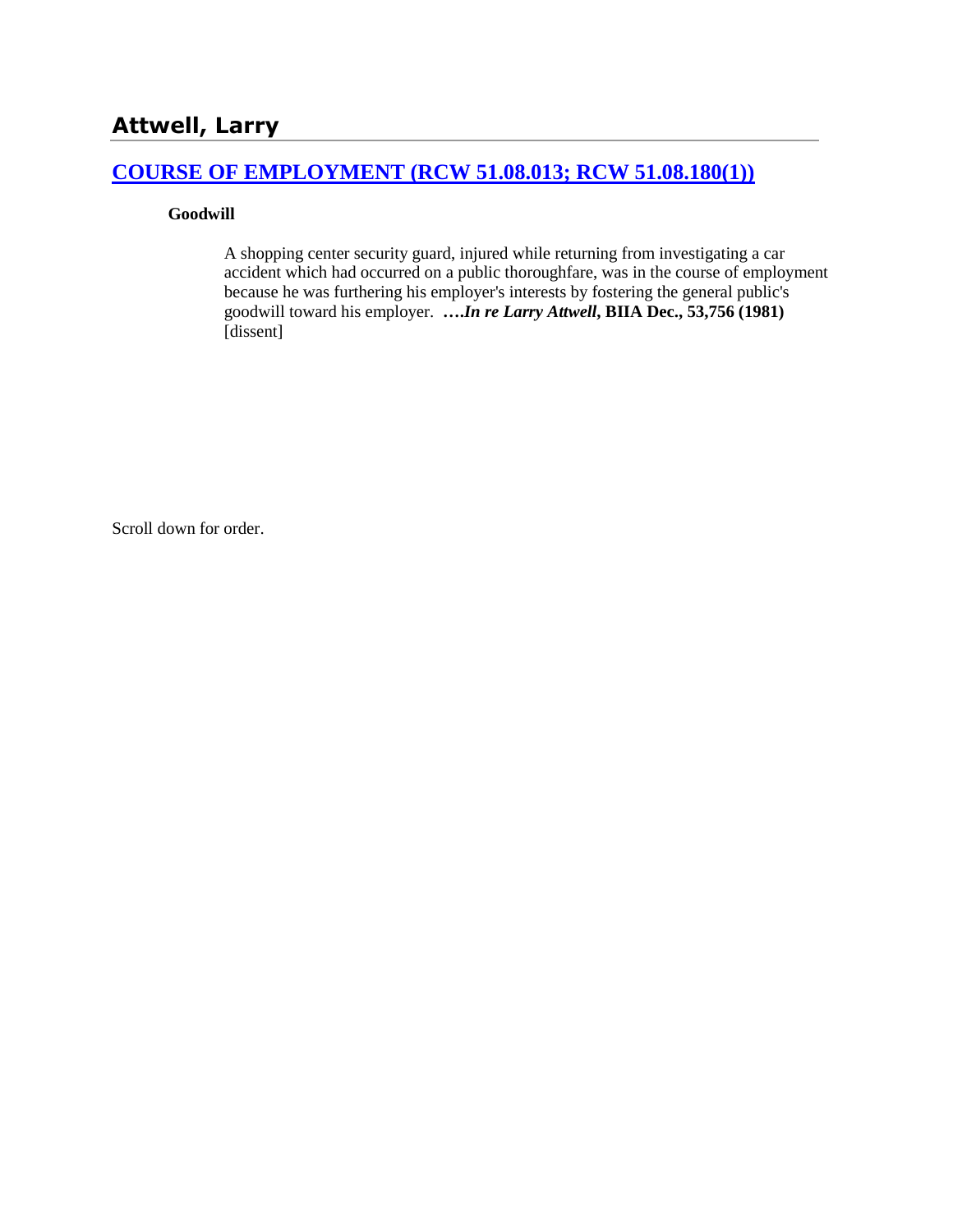# Attwell, Larry

## [COURSE OF EMPLOYMENT (RCW 51.08.013; RCW 51.08.180(1))]()

**Goodwill**

A shopping center security guard, injured while returning from investigating a car accident which had occurred on a public thoroughfare, was in the course of employment because he was furthering his employer's interests by fostering the general public's goodwill toward his employer. **….*In re Larry Attwell*, BIIA Dec., 53,756 (1981)** [dissent]

Scroll down for order.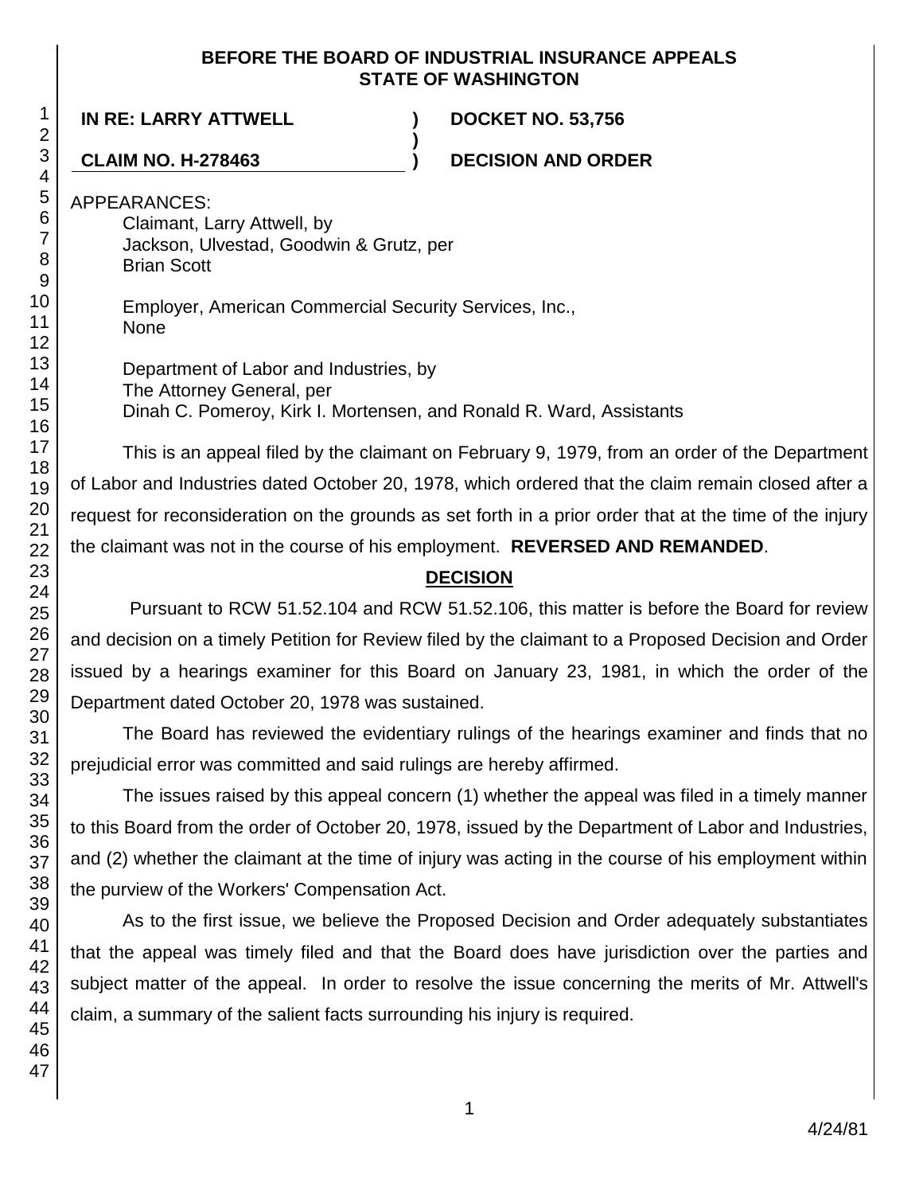**BEFORE THE BOARD OF INDUSTRIAL INSURANCE APPEALS**
**STATE OF WASHINGTON**

| | | |
|---|---|---|
| **IN RE: LARRY ATTWELL** | **)** | **DOCKET NO. 53,756** |
| | **)** | |
| **CLAIM NO. H-278463** | **)** | **DECISION AND ORDER** |

APPEARANCES:

Claimant, Larry Attwell, by
Jackson, Ulvestad, Goodwin & Grutz, per
Brian Scott

Employer, American Commercial Security Services, Inc.,
None

Department of Labor and Industries, by
The Attorney General, per
Dinah C. Pomeroy, Kirk I. Mortensen, and Ronald R. Ward, Assistants

This is an appeal filed by the claimant on February 9, 1979, from an order of the Department of Labor and Industries dated October 20, 1978, which ordered that the claim remain closed after a request for reconsideration on the grounds as set forth in a prior order that at the time of the injury the claimant was not in the course of his employment. **REVERSED AND REMANDED**.

## DECISION

Pursuant to RCW 51.52.104 and RCW 51.52.106, this matter is before the Board for review and decision on a timely Petition for Review filed by the claimant to a Proposed Decision and Order issued by a hearings examiner for this Board on January 23, 1981, in which the order of the Department dated October 20, 1978 was sustained.

The Board has reviewed the evidentiary rulings of the hearings examiner and finds that no prejudicial error was committed and said rulings are hereby affirmed.

The issues raised by this appeal concern (1) whether the appeal was filed in a timely manner to this Board from the order of October 20, 1978, issued by the Department of Labor and Industries, and (2) whether the claimant at the time of injury was acting in the course of his employment within the purview of the Workers' Compensation Act.

As to the first issue, we believe the Proposed Decision and Order adequately substantiates that the appeal was timely filed and that the Board does have jurisdiction over the parties and subject matter of the appeal. In order to resolve the issue concerning the merits of Mr. Attwell's claim, a summary of the salient facts surrounding his injury is required.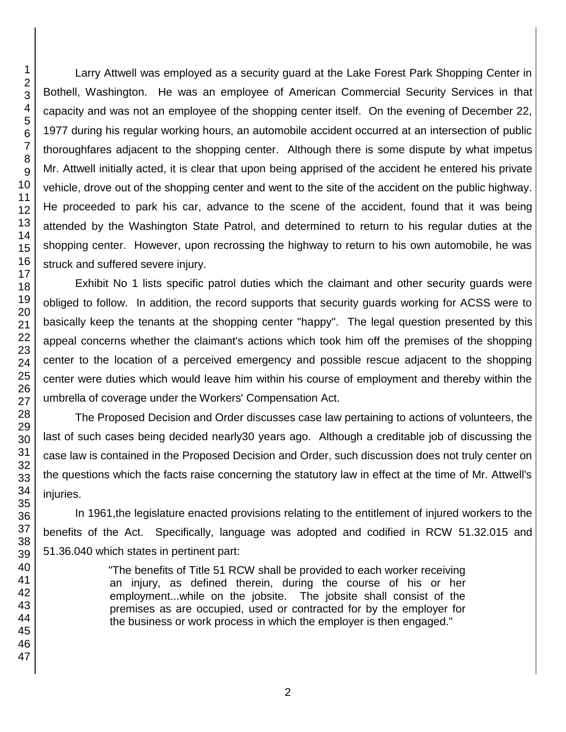Larry Attwell was employed as a security guard at the Lake Forest Park Shopping Center in Bothell, Washington. He was an employee of American Commercial Security Services in that capacity and was not an employee of the shopping center itself. On the evening of December 22, 1977 during his regular working hours, an automobile accident occurred at an intersection of public thoroughfares adjacent to the shopping center. Although there is some dispute by what impetus Mr. Attwell initially acted, it is clear that upon being apprised of the accident he entered his private vehicle, drove out of the shopping center and went to the site of the accident on the public highway. He proceeded to park his car, advance to the scene of the accident, found that it was being attended by the Washington State Patrol, and determined to return to his regular duties at the shopping center. However, upon recrossing the highway to return to his own automobile, he was struck and suffered severe injury.

Exhibit No 1 lists specific patrol duties which the claimant and other security guards were obliged to follow. In addition, the record supports that security guards working for ACSS were to basically keep the tenants at the shopping center "happy". The legal question presented by this appeal concerns whether the claimant's actions which took him off the premises of the shopping center to the location of a perceived emergency and possible rescue adjacent to the shopping center were duties which would leave him within his course of employment and thereby within the umbrella of coverage under the Workers' Compensation Act.

The Proposed Decision and Order discusses case law pertaining to actions of volunteers, the last of such cases being decided nearly30 years ago. Although a creditable job of discussing the case law is contained in the Proposed Decision and Order, such discussion does not truly center on the questions which the facts raise concerning the statutory law in effect at the time of Mr. Attwell's injuries.

In 1961,the legislature enacted provisions relating to the entitlement of injured workers to the benefits of the Act. Specifically, language was adopted and codified in RCW 51.32.015 and 51.36.040 which states in pertinent part:

> "The benefits of Title 51 RCW shall be provided to each worker receiving an injury, as defined therein, during the course of his or her employment...while on the jobsite. The jobsite shall consist of the premises as are occupied, used or contracted for by the employer for the business or work process in which the employer is then engaged."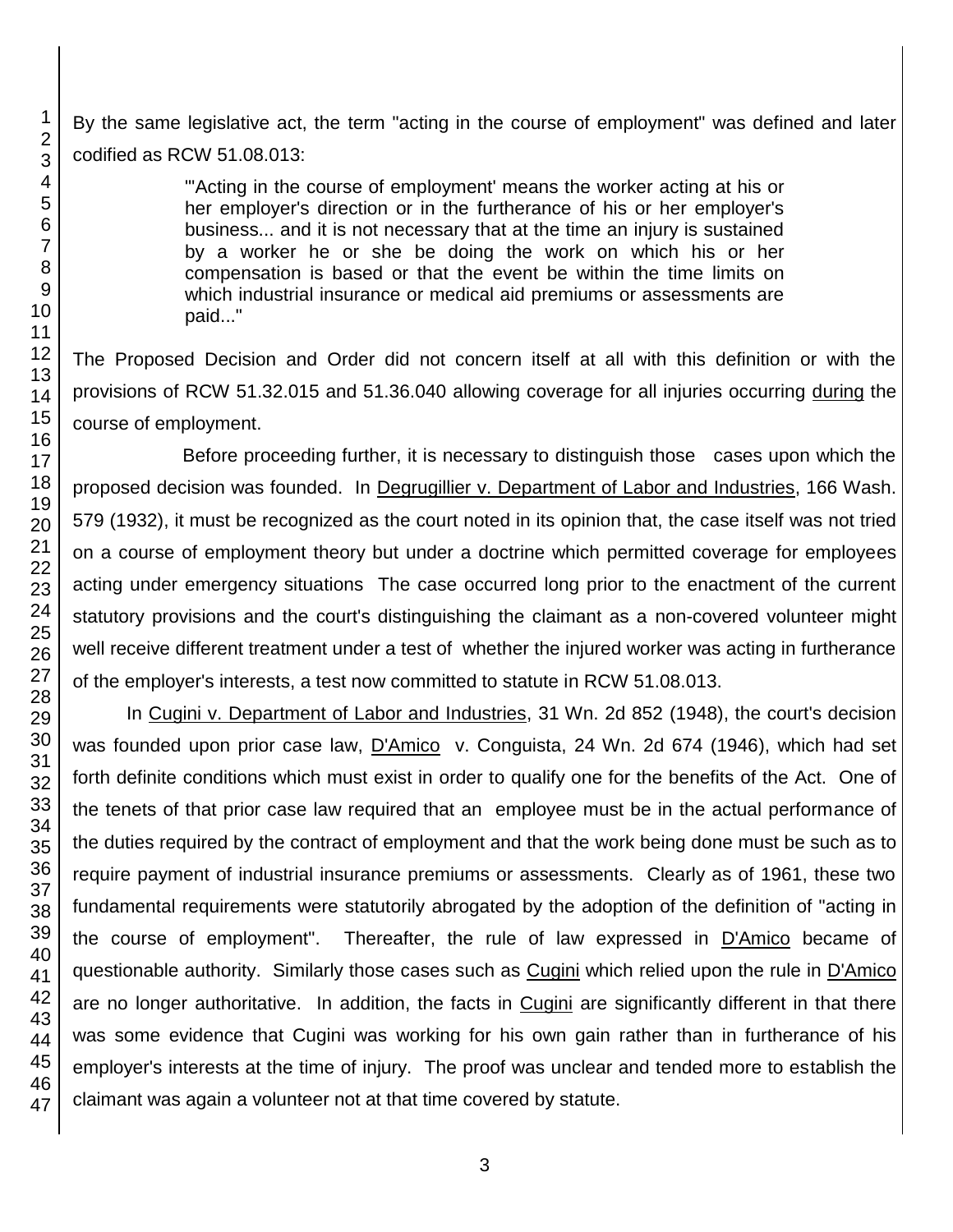By the same legislative act, the term "acting in the course of employment" was defined and later codified as RCW 51.08.013:

> "'Acting in the course of employment' means the worker acting at his or her employer's direction or in the furtherance of his or her employer's business... and it is not necessary that at the time an injury is sustained by a worker he or she be doing the work on which his or her compensation is based or that the event be within the time limits on which industrial insurance or medical aid premiums or assessments are paid..."

The Proposed Decision and Order did not concern itself at all with this definition or with the provisions of RCW 51.32.015 and 51.36.040 allowing coverage for all injuries occurring during the course of employment.

Before proceeding further, it is necessary to distinguish those cases upon which the proposed decision was founded. In Degrugillier v. Department of Labor and Industries, 166 Wash. 579 (1932), it must be recognized as the court noted in its opinion that, the case itself was not tried on a course of employment theory but under a doctrine which permitted coverage for employees acting under emergency situations The case occurred long prior to the enactment of the current statutory provisions and the court's distinguishing the claimant as a non-covered volunteer might well receive different treatment under a test of whether the injured worker was acting in furtherance of the employer's interests, a test now committed to statute in RCW 51.08.013.

In Cugini v. Department of Labor and Industries, 31 Wn. 2d 852 (1948), the court's decision was founded upon prior case law, D'Amico v. Conguista, 24 Wn. 2d 674 (1946), which had set forth definite conditions which must exist in order to qualify one for the benefits of the Act. One of the tenets of that prior case law required that an employee must be in the actual performance of the duties required by the contract of employment and that the work being done must be such as to require payment of industrial insurance premiums or assessments. Clearly as of 1961, these two fundamental requirements were statutorily abrogated by the adoption of the definition of "acting in the course of employment". Thereafter, the rule of law expressed in D'Amico became of questionable authority. Similarly those cases such as Cugini which relied upon the rule in D'Amico are no longer authoritative. In addition, the facts in Cugini are significantly different in that there was some evidence that Cugini was working for his own gain rather than in furtherance of his employer's interests at the time of injury. The proof was unclear and tended more to establish the claimant was again a volunteer not at that time covered by statute.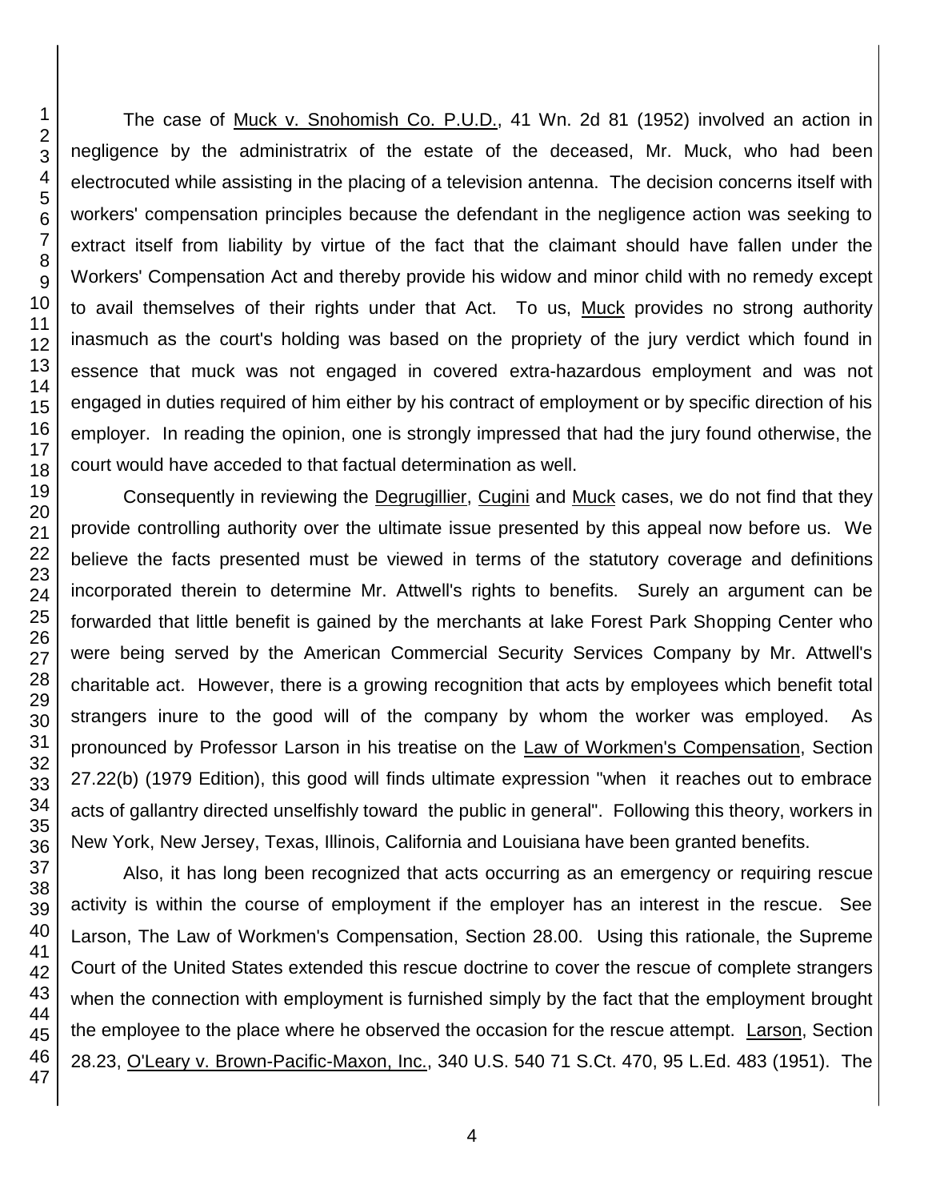The case of Muck v. Snohomish Co. P.U.D., 41 Wn. 2d 81 (1952) involved an action in negligence by the administratrix of the estate of the deceased, Mr. Muck, who had been electrocuted while assisting in the placing of a television antenna. The decision concerns itself with workers' compensation principles because the defendant in the negligence action was seeking to extract itself from liability by virtue of the fact that the claimant should have fallen under the Workers' Compensation Act and thereby provide his widow and minor child with no remedy except to avail themselves of their rights under that Act. To us, Muck provides no strong authority inasmuch as the court's holding was based on the propriety of the jury verdict which found in essence that muck was not engaged in covered extra-hazardous employment and was not engaged in duties required of him either by his contract of employment or by specific direction of his employer. In reading the opinion, one is strongly impressed that had the jury found otherwise, the court would have acceded to that factual determination as well.

Consequently in reviewing the Degrugillier, Cugini and Muck cases, we do not find that they provide controlling authority over the ultimate issue presented by this appeal now before us. We believe the facts presented must be viewed in terms of the statutory coverage and definitions incorporated therein to determine Mr. Attwell's rights to benefits. Surely an argument can be forwarded that little benefit is gained by the merchants at lake Forest Park Shopping Center who were being served by the American Commercial Security Services Company by Mr. Attwell's charitable act. However, there is a growing recognition that acts by employees which benefit total strangers inure to the good will of the company by whom the worker was employed. As pronounced by Professor Larson in his treatise on the Law of Workmen's Compensation, Section 27.22(b) (1979 Edition), this good will finds ultimate expression "when it reaches out to embrace acts of gallantry directed unselfishly toward the public in general". Following this theory, workers in New York, New Jersey, Texas, Illinois, California and Louisiana have been granted benefits.

Also, it has long been recognized that acts occurring as an emergency or requiring rescue activity is within the course of employment if the employer has an interest in the rescue. See Larson, The Law of Workmen's Compensation, Section 28.00. Using this rationale, the Supreme Court of the United States extended this rescue doctrine to cover the rescue of complete strangers when the connection with employment is furnished simply by the fact that the employment brought the employee to the place where he observed the occasion for the rescue attempt. Larson, Section 28.23, O'Leary v. Brown-Pacific-Maxon, Inc., 340 U.S. 540 71 S.Ct. 470, 95 L.Ed. 483 (1951). The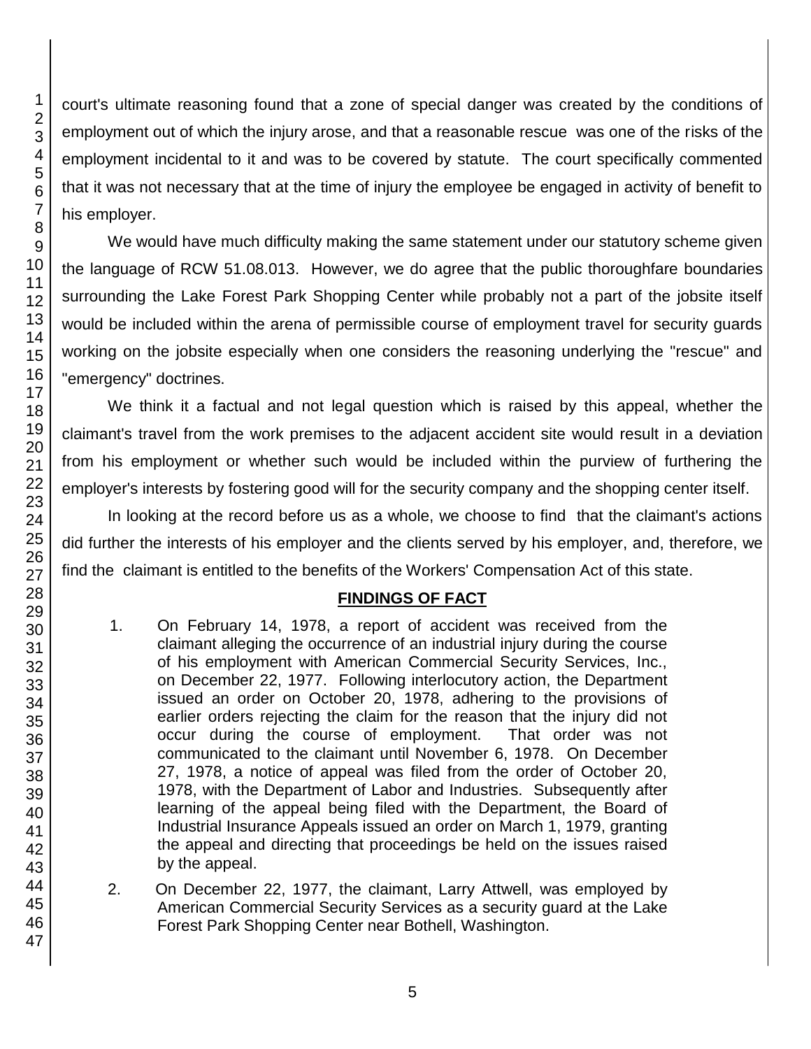court's ultimate reasoning found that a zone of special danger was created by the conditions of employment out of which the injury arose, and that a reasonable rescue was one of the risks of the employment incidental to it and was to be covered by statute. The court specifically commented that it was not necessary that at the time of injury the employee be engaged in activity of benefit to his employer.

We would have much difficulty making the same statement under our statutory scheme given the language of RCW 51.08.013. However, we do agree that the public thoroughfare boundaries surrounding the Lake Forest Park Shopping Center while probably not a part of the jobsite itself would be included within the arena of permissible course of employment travel for security guards working on the jobsite especially when one considers the reasoning underlying the "rescue" and "emergency" doctrines.

We think it a factual and not legal question which is raised by this appeal, whether the claimant's travel from the work premises to the adjacent accident site would result in a deviation from his employment or whether such would be included within the purview of furthering the employer's interests by fostering good will for the security company and the shopping center itself.

In looking at the record before us as a whole, we choose to find that the claimant's actions did further the interests of his employer and the clients served by his employer, and, therefore, we find the claimant is entitled to the benefits of the Workers' Compensation Act of this state.

## FINDINGS OF FACT

1. On February 14, 1978, a report of accident was received from the claimant alleging the occurrence of an industrial injury during the course of his employment with American Commercial Security Services, Inc., on December 22, 1977. Following interlocutory action, the Department issued an order on October 20, 1978, adhering to the provisions of earlier orders rejecting the claim for the reason that the injury did not occur during the course of employment. That order was not communicated to the claimant until November 6, 1978. On December 27, 1978, a notice of appeal was filed from the order of October 20, 1978, with the Department of Labor and Industries. Subsequently after learning of the appeal being filed with the Department, the Board of Industrial Insurance Appeals issued an order on March 1, 1979, granting the appeal and directing that proceedings be held on the issues raised by the appeal.

2. On December 22, 1977, the claimant, Larry Attwell, was employed by American Commercial Security Services as a security guard at the Lake Forest Park Shopping Center near Bothell, Washington.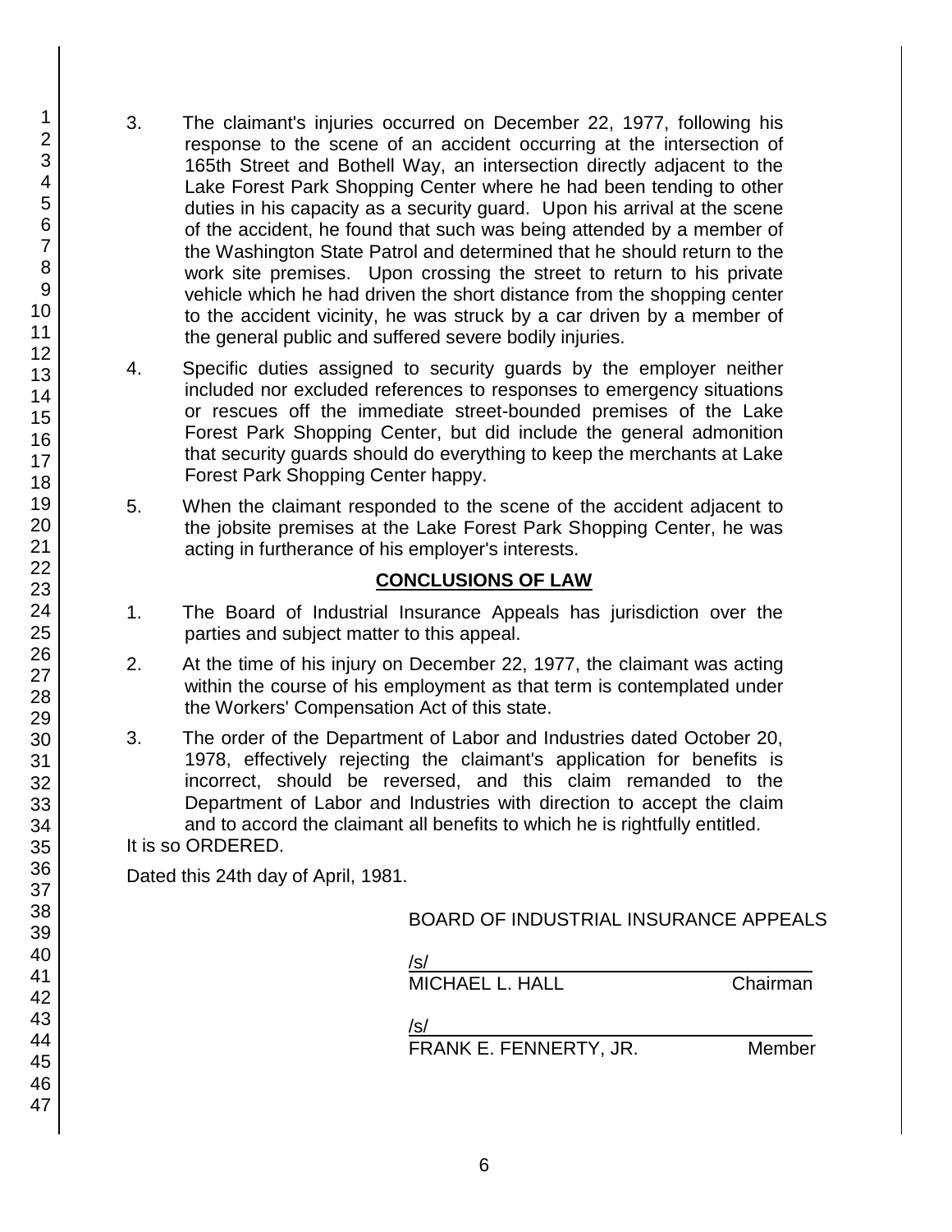3. The claimant's injuries occurred on December 22, 1977, following his response to the scene of an accident occurring at the intersection of 165th Street and Bothell Way, an intersection directly adjacent to the Lake Forest Park Shopping Center where he had been tending to other duties in his capacity as a security guard. Upon his arrival at the scene of the accident, he found that such was being attended by a member of the Washington State Patrol and determined that he should return to the work site premises. Upon crossing the street to return to his private vehicle which he had driven the short distance from the shopping center to the accident vicinity, he was struck by a car driven by a member of the general public and suffered severe bodily injuries.

4. Specific duties assigned to security guards by the employer neither included nor excluded references to responses to emergency situations or rescues off the immediate street-bounded premises of the Lake Forest Park Shopping Center, but did include the general admonition that security guards should do everything to keep the merchants at Lake Forest Park Shopping Center happy.

5. When the claimant responded to the scene of the accident adjacent to the jobsite premises at the Lake Forest Park Shopping Center, he was acting in furtherance of his employer's interests.

## CONCLUSIONS OF LAW

1. The Board of Industrial Insurance Appeals has jurisdiction over the parties and subject matter to this appeal.

2. At the time of his injury on December 22, 1977, the claimant was acting within the course of his employment as that term is contemplated under the Workers' Compensation Act of this state.

3. The order of the Department of Labor and Industries dated October 20, 1978, effectively rejecting the claimant's application for benefits is incorrect, should be reversed, and this claim remanded to the Department of Labor and Industries with direction to accept the claim and to accord the claimant all benefits to which he is rightfully entitled.

It is so ORDERED.

Dated this 24th day of April, 1981.

BOARD OF INDUSTRIAL INSURANCE APPEALS

/s/
MICHAEL L. HALL Chairman

/s/
FRANK E. FENNERTY, JR. Member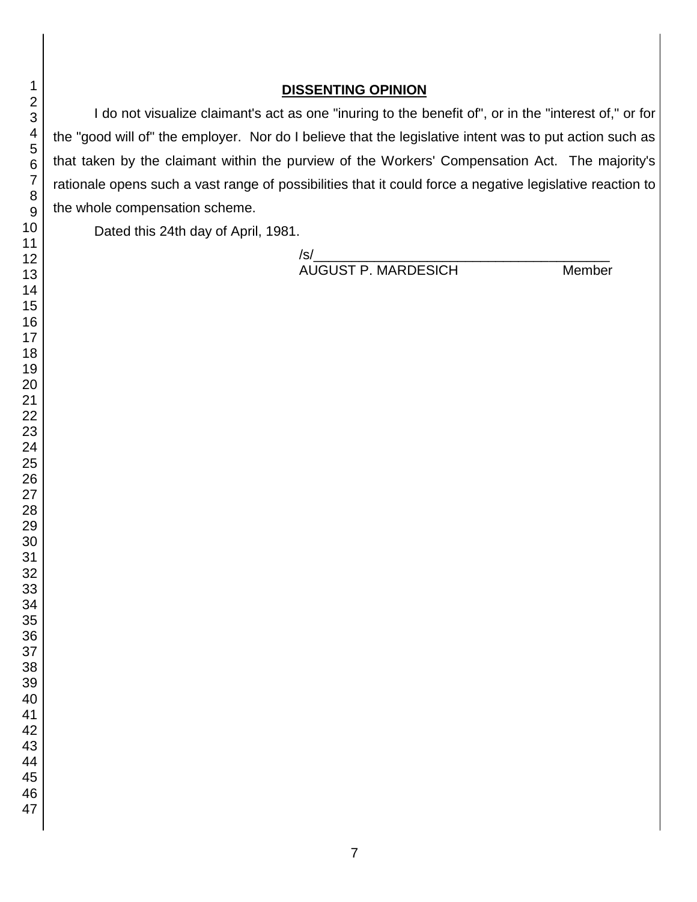## DISSENTING OPINION

I do not visualize claimant's act as one "inuring to the benefit of", or in the "interest of," or for the "good will of" the employer. Nor do I believe that the legislative intent was to put action such as that taken by the claimant within the purview of the Workers' Compensation Act. The majority's rationale opens such a vast range of possibilities that it could force a negative legislative reaction to the whole compensation scheme.

Dated this 24th day of April, 1981.

/s/________________________________________
AUGUST P. MARDESICH Member